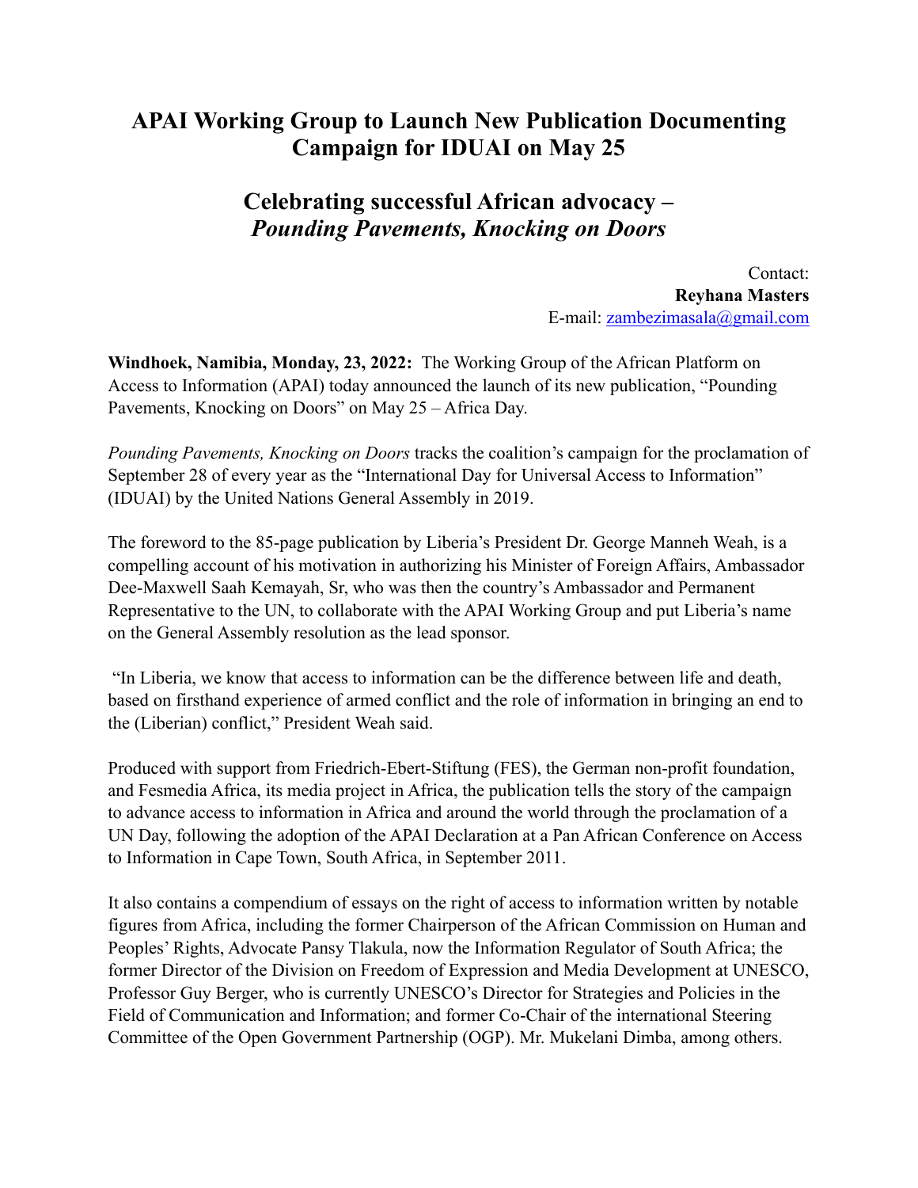# APAI Working Group to Launch New Publication Documenting Campaign for IDUAI on May 25

## Celebrating successful African advocacy – *Pounding Pavements, Knocking on Doors*

Contact:
**Reyhana Masters**
E-mail: zambezimasala@gmail.com

**Windhoek, Namibia, Monday, 23, 2022:** The Working Group of the African Platform on Access to Information (APAI) today announced the launch of its new publication, "Pounding Pavements, Knocking on Doors" on May 25 – Africa Day.

*Pounding Pavements, Knocking on Doors* tracks the coalition's campaign for the proclamation of September 28 of every year as the "International Day for Universal Access to Information" (IDUAI) by the United Nations General Assembly in 2019.

The foreword to the 85-page publication by Liberia's President Dr. George Manneh Weah, is a compelling account of his motivation in authorizing his Minister of Foreign Affairs, Ambassador Dee-Maxwell Saah Kemayah, Sr, who was then the country's Ambassador and Permanent Representative to the UN, to collaborate with the APAI Working Group and put Liberia's name on the General Assembly resolution as the lead sponsor.

"In Liberia, we know that access to information can be the difference between life and death, based on firsthand experience of armed conflict and the role of information in bringing an end to the (Liberian) conflict," President Weah said.

Produced with support from Friedrich-Ebert-Stiftung (FES), the German non-profit foundation, and Fesmedia Africa, its media project in Africa, the publication tells the story of the campaign to advance access to information in Africa and around the world through the proclamation of a UN Day, following the adoption of the APAI Declaration at a Pan African Conference on Access to Information in Cape Town, South Africa, in September 2011.

It also contains a compendium of essays on the right of access to information written by notable figures from Africa, including the former Chairperson of the African Commission on Human and Peoples' Rights, Advocate Pansy Tlakula, now the Information Regulator of South Africa; the former Director of the Division on Freedom of Expression and Media Development at UNESCO, Professor Guy Berger, who is currently UNESCO's Director for Strategies and Policies in the Field of Communication and Information; and former Co-Chair of the international Steering Committee of the Open Government Partnership (OGP). Mr. Mukelani Dimba, among others.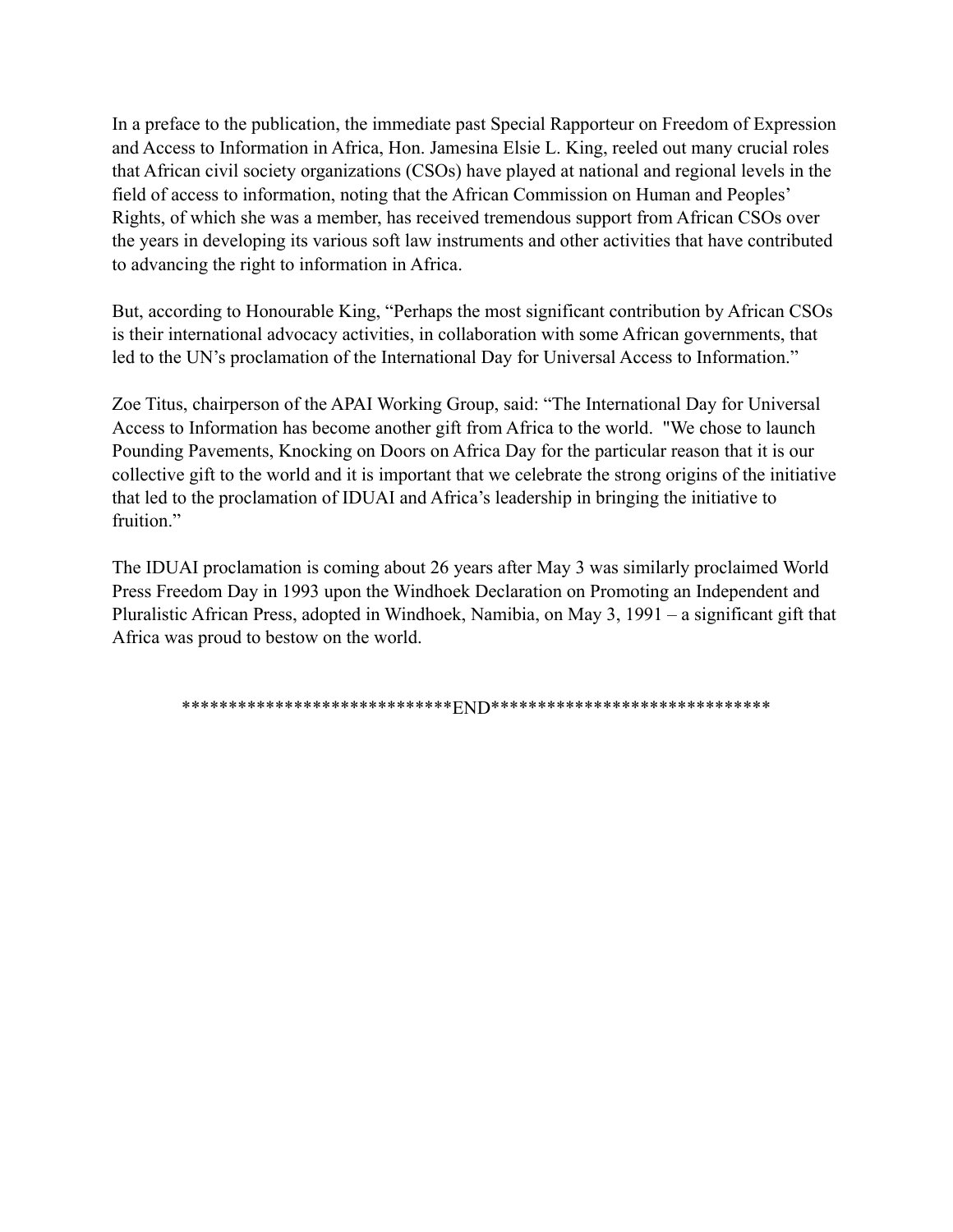In a preface to the publication, the immediate past Special Rapporteur on Freedom of Expression and Access to Information in Africa, Hon. Jamesina Elsie L. King, reeled out many crucial roles that African civil society organizations (CSOs) have played at national and regional levels in the field of access to information, noting that the African Commission on Human and Peoples' Rights, of which she was a member, has received tremendous support from African CSOs over the years in developing its various soft law instruments and other activities that have contributed to advancing the right to information in Africa.

But, according to Honourable King, "Perhaps the most significant contribution by African CSOs is their international advocacy activities, in collaboration with some African governments, that led to the UN's proclamation of the International Day for Universal Access to Information."

Zoe Titus, chairperson of the APAI Working Group, said: "The International Day for Universal Access to Information has become another gift from Africa to the world. "We chose to launch Pounding Pavements, Knocking on Doors on Africa Day for the particular reason that it is our collective gift to the world and it is important that we celebrate the strong origins of the initiative that led to the proclamation of IDUAI and Africa's leadership in bringing the initiative to fruition."

The IDUAI proclamation is coming about 26 years after May 3 was similarly proclaimed World Press Freedom Day in 1993 upon the Windhoek Declaration on Promoting an Independent and Pluralistic African Press, adopted in Windhoek, Namibia, on May 3, 1991 – a significant gift that Africa was proud to bestow on the world.

****************************END******************************